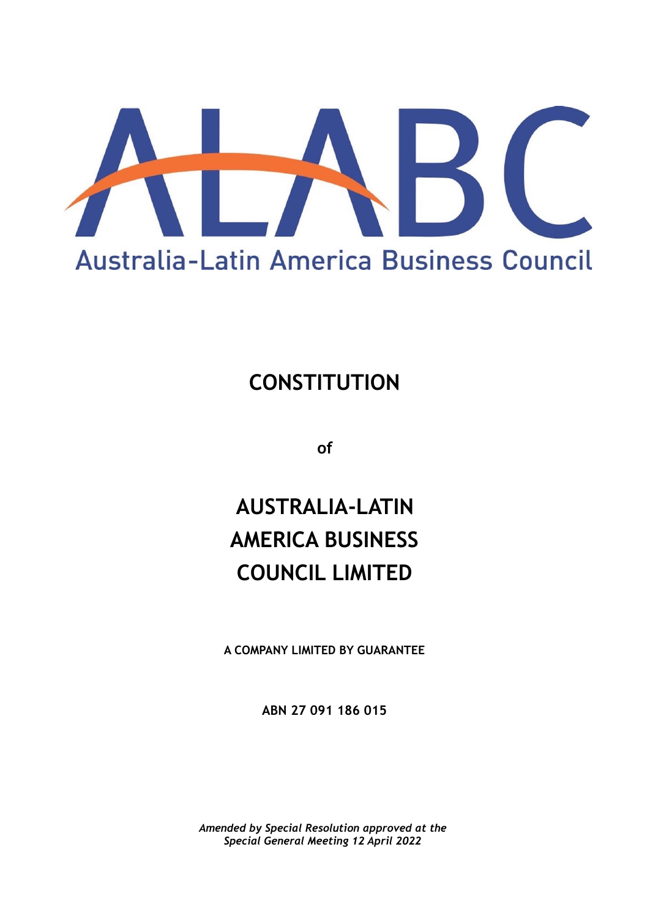ALABC

Australia-Latin America Business Council

# CONSTITUTION

of

# AUSTRALIA-LATIN AMERICA BUSINESS COUNCIL LIMITED

**A COMPANY LIMITED BY GUARANTEE**

**ABN 27 091 186 015**

*Amended by Special Resolution approved at the Special General Meeting 12 April 2022*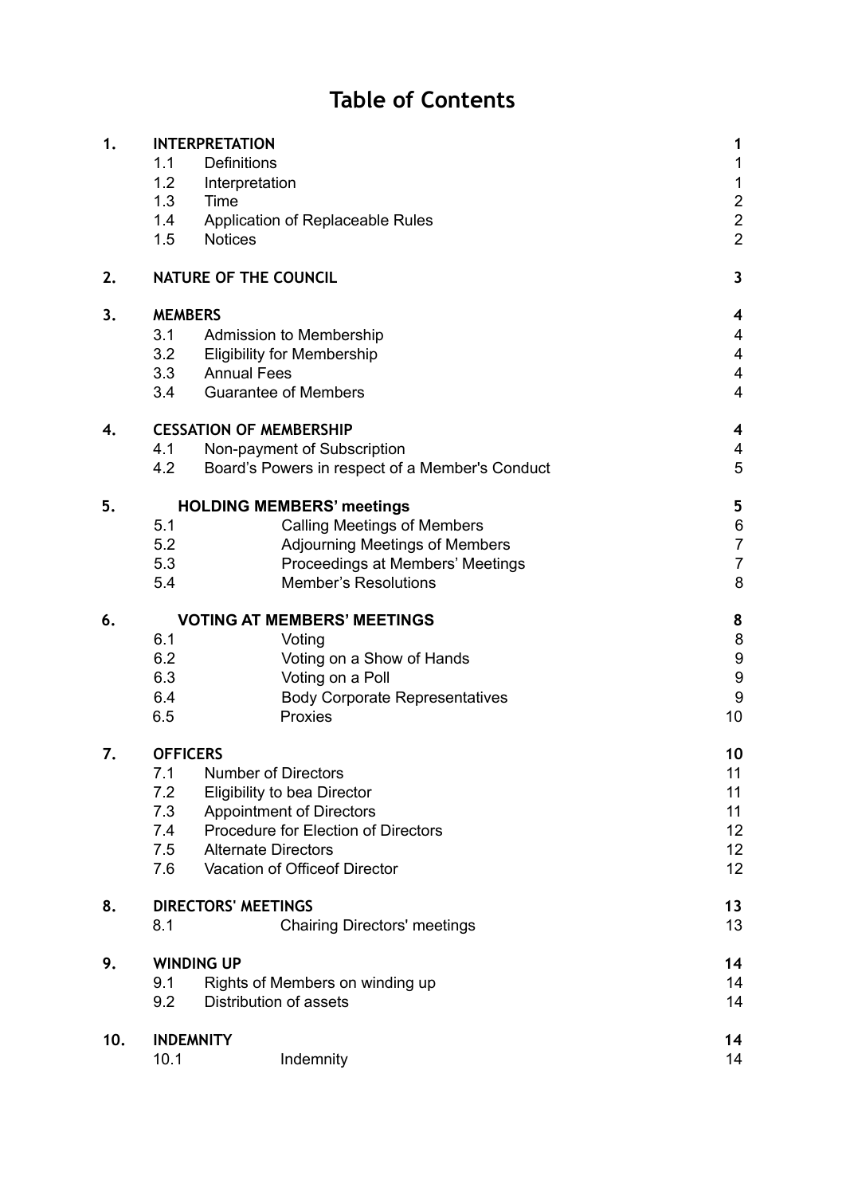# Table of Contents

| | | |
|---|---|---|
| **1.** | **INTERPRETATION** | **1** |
| | 1.1 Definitions | 1 |
| | 1.2 Interpretation | 1 |
| | 1.3 Time | 2 |
| | 1.4 Application of Replaceable Rules | 2 |
| | 1.5 Notices | 2 |
| **2.** | **NATURE OF THE COUNCIL** | **3** |
| **3.** | **MEMBERS** | **4** |
| | 3.1 Admission to Membership | 4 |
| | 3.2 Eligibility for Membership | 4 |
| | 3.3 Annual Fees | 4 |
| | 3.4 Guarantee of Members | 4 |
| **4.** | **CESSATION OF MEMBERSHIP** | **4** |
| | 4.1 Non-payment of Subscription | 4 |
| | 4.2 Board's Powers in respect of a Member's Conduct | 5 |
| **5.** | **HOLDING MEMBERS' meetings** | **5** |
| | 5.1 Calling Meetings of Members | 6 |
| | 5.2 Adjourning Meetings of Members | 7 |
| | 5.3 Proceedings at Members' Meetings | 7 |
| | 5.4 Member's Resolutions | 8 |
| **6.** | **VOTING AT MEMBERS' MEETINGS** | **8** |
| | 6.1 Voting | 8 |
| | 6.2 Voting on a Show of Hands | 9 |
| | 6.3 Voting on a Poll | 9 |
| | 6.4 Body Corporate Representatives | 9 |
| | 6.5 Proxies | 10 |
| **7.** | **OFFICERS** | **10** |
| | 7.1 Number of Directors | 11 |
| | 7.2 Eligibility to bea Director | 11 |
| | 7.3 Appointment of Directors | 11 |
| | 7.4 Procedure for Election of Directors | 12 |
| | 7.5 Alternate Directors | 12 |
| | 7.6 Vacation of Officeof Director | 12 |
| **8.** | **DIRECTORS' MEETINGS** | **13** |
| | 8.1 Chairing Directors' meetings | 13 |
| **9.** | **WINDING UP** | **14** |
| | 9.1 Rights of Members on winding up | 14 |
| | 9.2 Distribution of assets | 14 |
| **10.** | **INDEMNITY** | **14** |
| | 10.1 Indemnity | 14 |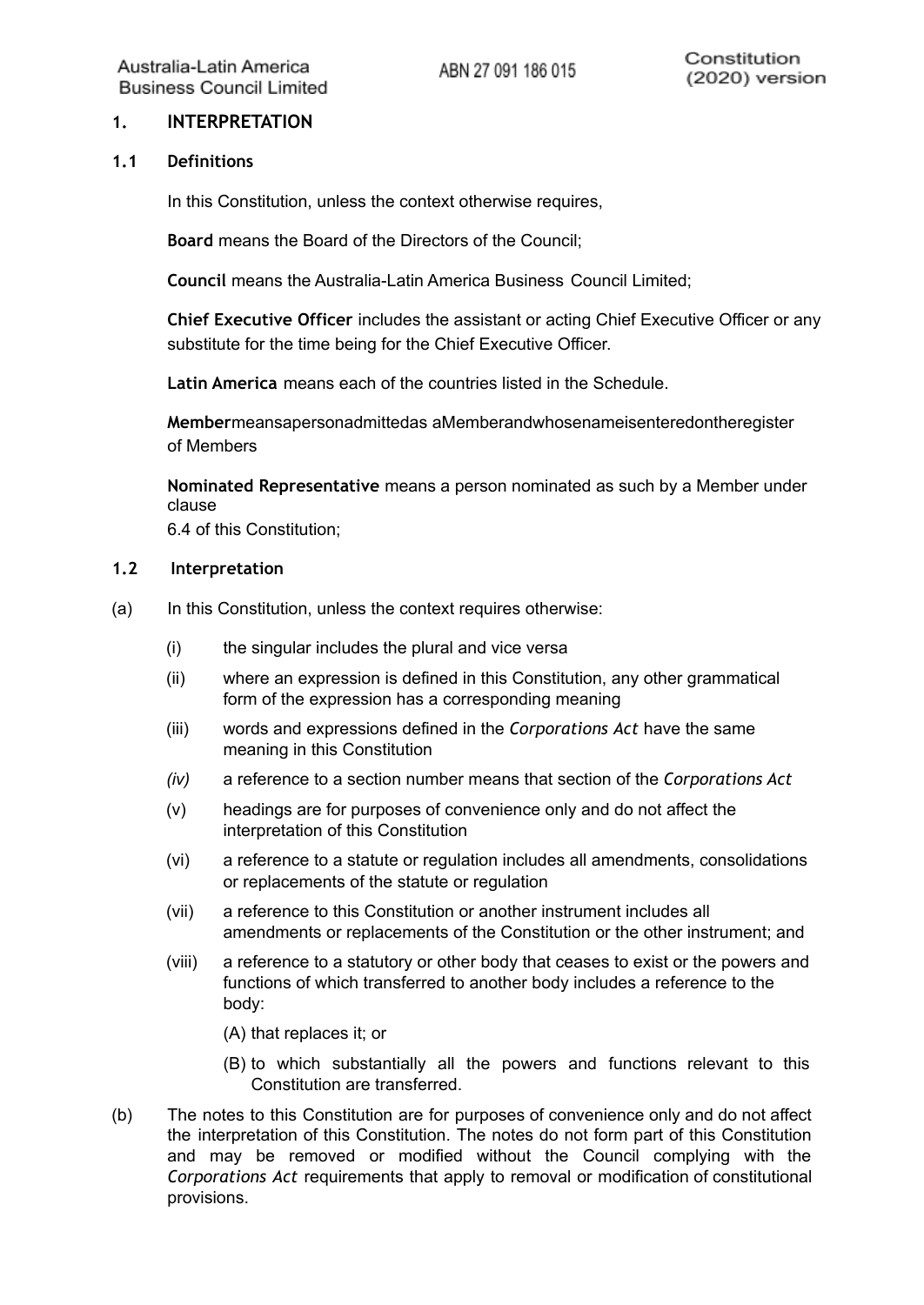## 1. INTERPRETATION

### 1.1 Definitions

In this Constitution, unless the context otherwise requires,

**Board** means the Board of the Directors of the Council;

**Council** means the Australia-Latin America Business Council Limited;

**Chief Executive Officer** includes the assistant or acting Chief Executive Officer or any substitute for the time being for the Chief Executive Officer.

**Latin America** means each of the countries listed in the Schedule.

**Member**meansapersonadmittedas aMemberandwhosenameisenteredontheregister of Members

**Nominated Representative** means a person nominated as such by a Member under clause 6.4 of this Constitution;

### 1.2 Interpretation

(a) In this Constitution, unless the context requires otherwise:

- (i) the singular includes the plural and vice versa
- (ii) where an expression is defined in this Constitution, any other grammatical form of the expression has a corresponding meaning
- (iii) words and expressions defined in the *Corporations Act* have the same meaning in this Constitution
- *(iv)* a reference to a section number means that section of the *Corporations Act*
- (v) headings are for purposes of convenience only and do not affect the interpretation of this Constitution
- (vi) a reference to a statute or regulation includes all amendments, consolidations or replacements of the statute or regulation
- (vii) a reference to this Constitution or another instrument includes all amendments or replacements of the Constitution or the other instrument; and
- (viii) a reference to a statutory or other body that ceases to exist or the powers and functions of which transferred to another body includes a reference to the body:
  - (A) that replaces it; or
  - (B) to which substantially all the powers and functions relevant to this Constitution are transferred.

(b) The notes to this Constitution are for purposes of convenience only and do not affect the interpretation of this Constitution. The notes do not form part of this Constitution and may be removed or modified without the Council complying with the *Corporations Act* requirements that apply to removal or modification of constitutional provisions.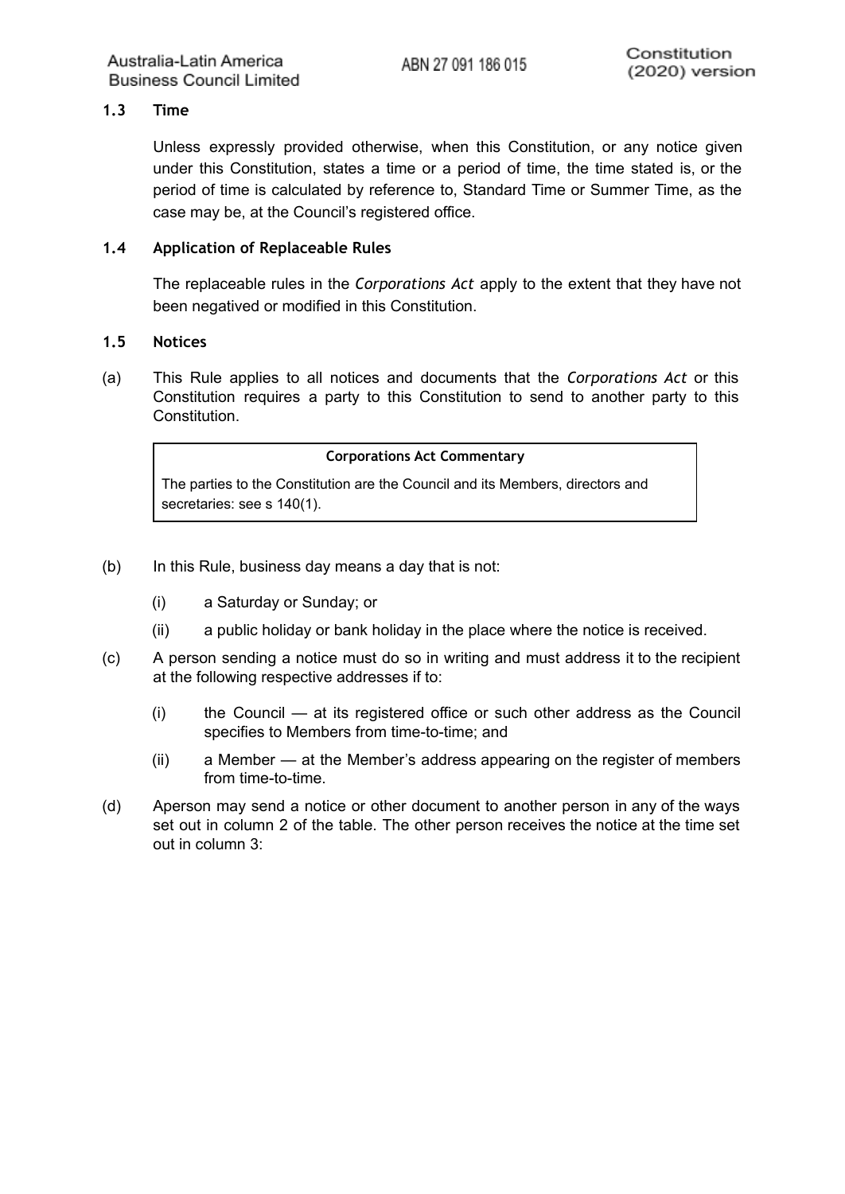### 1.3 Time

Unless expressly provided otherwise, when this Constitution, or any notice given under this Constitution, states a time or a period of time, the time stated is, or the period of time is calculated by reference to, Standard Time or Summer Time, as the case may be, at the Council's registered office.

### 1.4 Application of Replaceable Rules

The replaceable rules in the *Corporations Act* apply to the extent that they have not been negatived or modified in this Constitution.

### 1.5 Notices

(a) This Rule applies to all notices and documents that the *Corporations Act* or this Constitution requires a party to this Constitution to send to another party to this Constitution.

> **Corporations Act Commentary**
>
> The parties to the Constitution are the Council and its Members, directors and secretaries: see s 140(1).

(b) In this Rule, business day means a day that is not:

(i) a Saturday or Sunday; or

(ii) a public holiday or bank holiday in the place where the notice is received.

(c) A person sending a notice must do so in writing and must address it to the recipient at the following respective addresses if to:

(i) the Council — at its registered office or such other address as the Council specifies to Members from time-to-time; and

(ii) a Member — at the Member's address appearing on the register of members from time-to-time.

(d) Aperson may send a notice or other document to another person in any of the ways set out in column 2 of the table. The other person receives the notice at the time set out in column 3: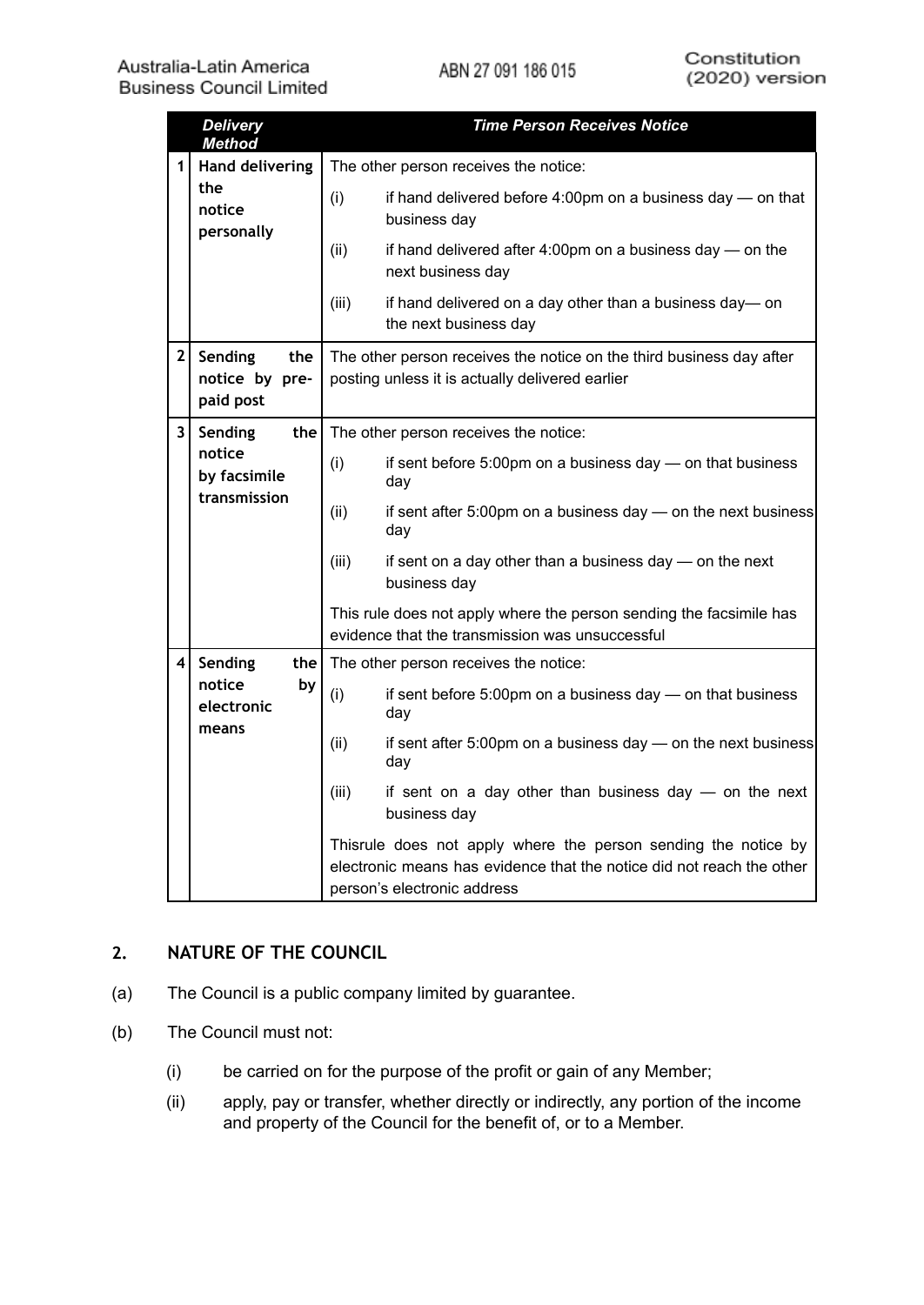| | Delivery Method | Time Person Receives Notice |
|---|---|---|
| 1 | **Hand delivering the notice personally** | The other person receives the notice:<br>(i) if hand delivered before 4:00pm on a business day — on that business day<br>(ii) if hand delivered after 4:00pm on a business day — on the next business day<br>(iii) if hand delivered on a day other than a business day— on the next business day |
| 2 | **Sending the notice by pre-paid post** | The other person receives the notice on the third business day after posting unless it is actually delivered earlier |
| 3 | **Sending the notice by facsimile transmission** | The other person receives the notice:<br>(i) if sent before 5:00pm on a business day — on that business day<br>(ii) if sent after 5:00pm on a business day — on the next business day<br>(iii) if sent on a day other than a business day — on the next business day<br>This rule does not apply where the person sending the facsimile has evidence that the transmission was unsuccessful |
| 4 | **Sending the notice by electronic means** | The other person receives the notice:<br>(i) if sent before 5:00pm on a business day — on that business day<br>(ii) if sent after 5:00pm on a business day — on the next business day<br>(iii) if sent on a day other than business day — on the next business day<br>Thisrule does not apply where the person sending the notice by electronic means has evidence that the notice did not reach the other person's electronic address |

## 2. NATURE OF THE COUNCIL

(a) The Council is a public company limited by guarantee.

(b) The Council must not:

   (i) be carried on for the purpose of the profit or gain of any Member;

   (ii) apply, pay or transfer, whether directly or indirectly, any portion of the income and property of the Council for the benefit of, or to a Member.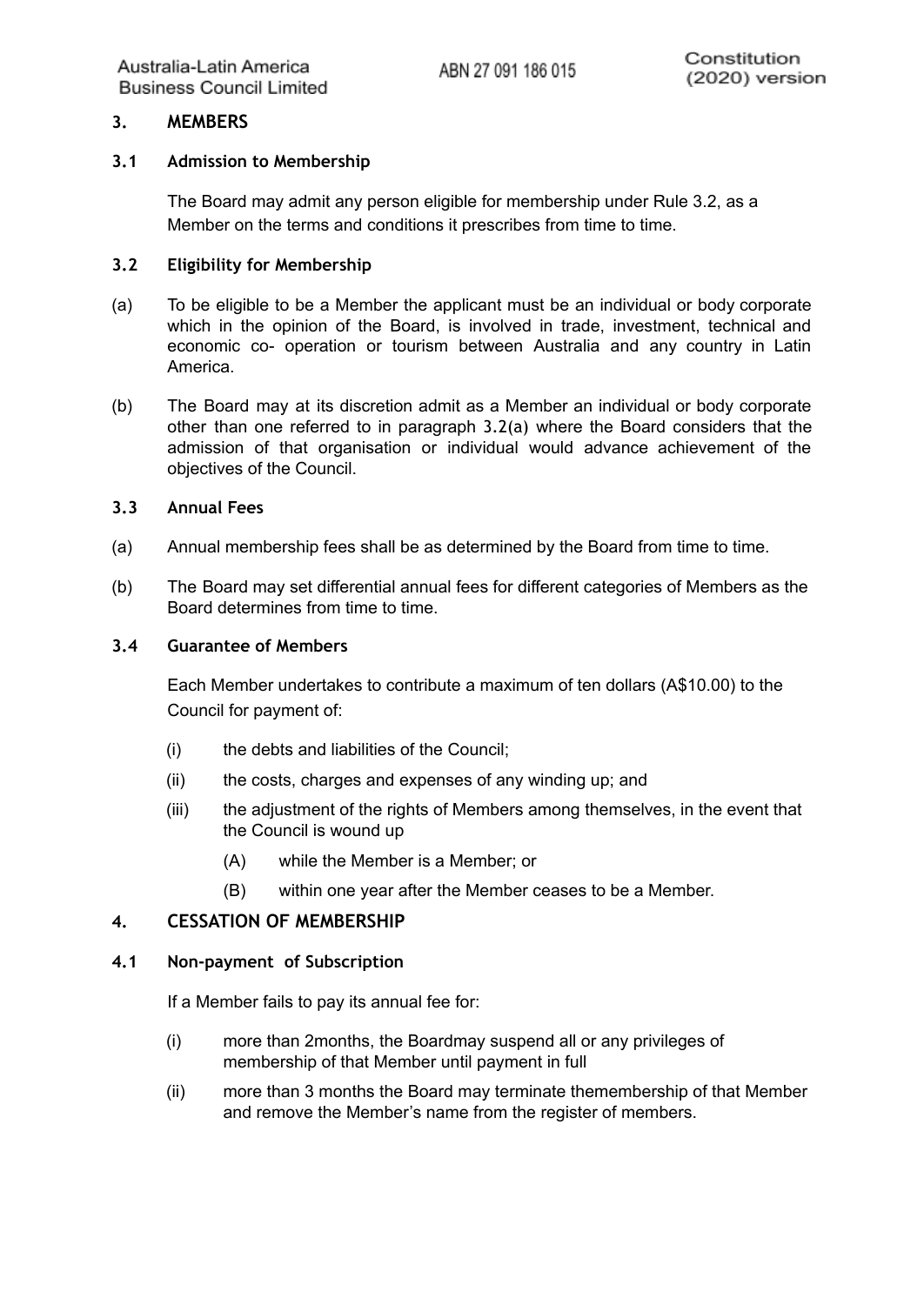## 3. MEMBERS

### 3.1 Admission to Membership

The Board may admit any person eligible for membership under Rule 3.2, as a Member on the terms and conditions it prescribes from time to time.

### 3.2 Eligibility for Membership

(a) To be eligible to be a Member the applicant must be an individual or body corporate which in the opinion of the Board, is involved in trade, investment, technical and economic co- operation or tourism between Australia and any country in Latin America.

(b) The Board may at its discretion admit as a Member an individual or body corporate other than one referred to in paragraph 3.2(a) where the Board considers that the admission of that organisation or individual would advance achievement of the objectives of the Council.

### 3.3 Annual Fees

(a) Annual membership fees shall be as determined by the Board from time to time.

(b) The Board may set differential annual fees for different categories of Members as the Board determines from time to time.

### 3.4 Guarantee of Members

Each Member undertakes to contribute a maximum of ten dollars (A$10.00) to the Council for payment of:

(i) the debts and liabilities of the Council;

(ii) the costs, charges and expenses of any winding up; and

(iii) the adjustment of the rights of Members among themselves, in the event that the Council is wound up

(A) while the Member is a Member; or

(B) within one year after the Member ceases to be a Member.

## 4. CESSATION OF MEMBERSHIP

### 4.1 Non-payment of Subscription

If a Member fails to pay its annual fee for:

(i) more than 2months, the Boardmay suspend all or any privileges of membership of that Member until payment in full

(ii) more than 3 months the Board may terminate themembership of that Member and remove the Member's name from the register of members.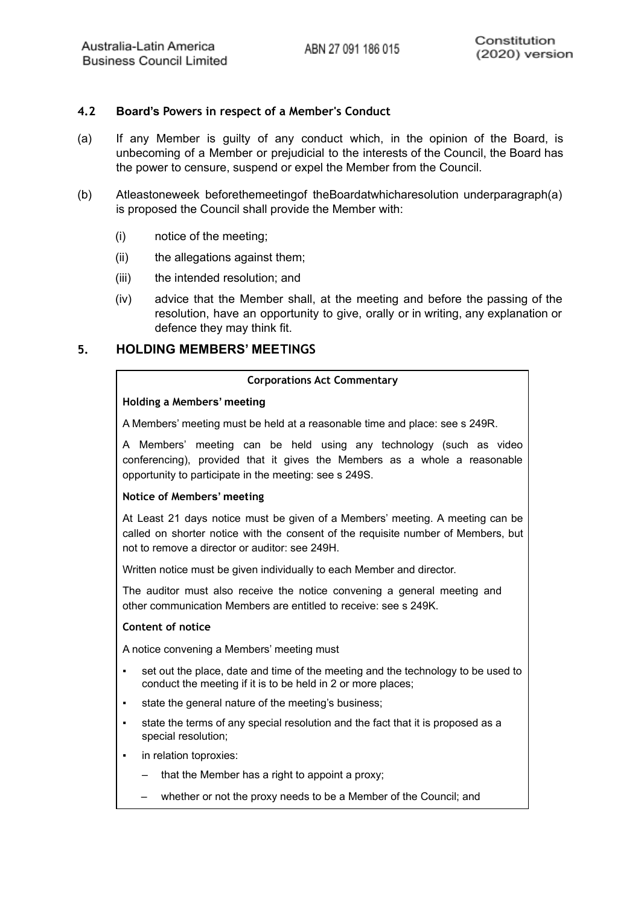### 4.2 Board's Powers in respect of a Member's Conduct

(a) If any Member is guilty of any conduct which, in the opinion of the Board, is unbecoming of a Member or prejudicial to the interests of the Council, the Board has the power to censure, suspend or expel the Member from the Council.

(b) Atleastoneweek beforethemeetingof theBoardatwhicharesolution underparagraph(a) is proposed the Council shall provide the Member with:

(i) notice of the meeting;

(ii) the allegations against them;

(iii) the intended resolution; and

(iv) advice that the Member shall, at the meeting and before the passing of the resolution, have an opportunity to give, orally or in writing, any explanation or defence they may think fit.

## 5. HOLDING MEMBERS' MEETINGS

**Corporations Act Commentary**

**Holding a Members' meeting**

A Members' meeting must be held at a reasonable time and place: see s 249R.

A Members' meeting can be held using any technology (such as video conferencing), provided that it gives the Members as a whole a reasonable opportunity to participate in the meeting: see s 249S.

**Notice of Members' meeting**

At Least 21 days notice must be given of a Members' meeting. A meeting can be called on shorter notice with the consent of the requisite number of Members, but not to remove a director or auditor: see 249H.

Written notice must be given individually to each Member and director.

The auditor must also receive the notice convening a general meeting and other communication Members are entitled to receive: see s 249K.

**Content of notice**

A notice convening a Members' meeting must

- set out the place, date and time of the meeting and the technology to be used to conduct the meeting if it is to be held in 2 or more places;
- state the general nature of the meeting's business;
- state the terms of any special resolution and the fact that it is proposed as a special resolution;
- in relation toproxies:
  - that the Member has a right to appoint a proxy;
  - whether or not the proxy needs to be a Member of the Council; and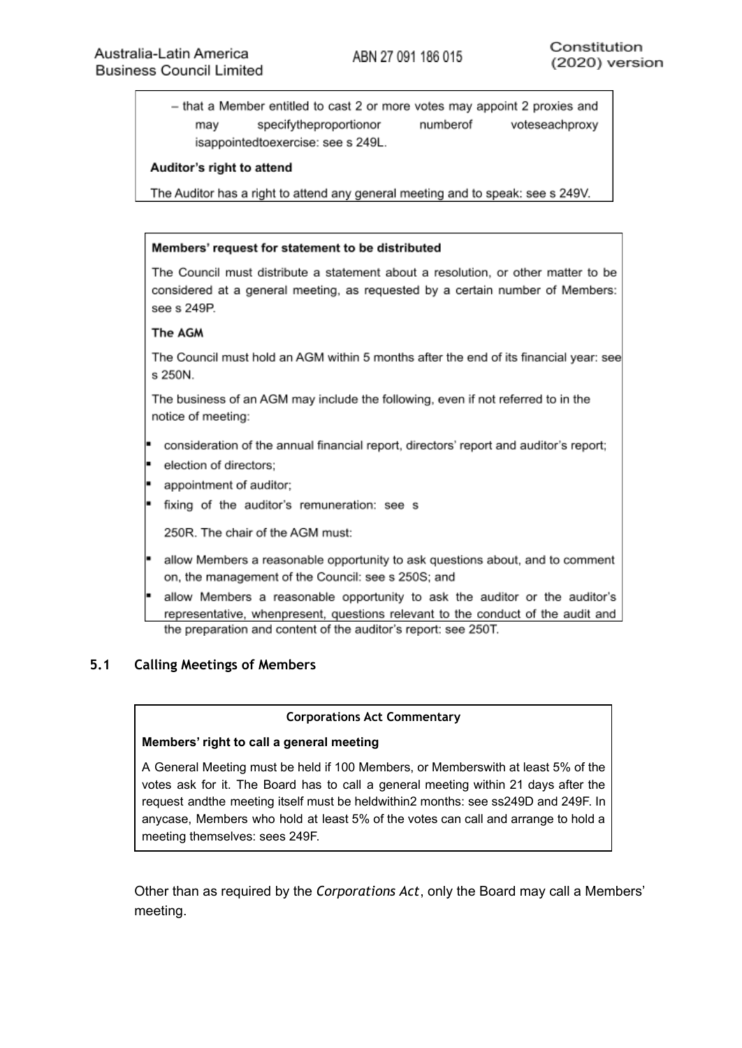– that a Member entitled to cast 2 or more votes may appoint 2 proxies and may specifytheproportionor numberof voteseachproxy isappointedtoexercise: see s 249L.

**Auditor's right to attend**

The Auditor has a right to attend any general meeting and to speak: see s 249V.

**Members' request for statement to be distributed**

The Council must distribute a statement about a resolution, or other matter to be considered at a general meeting, as requested by a certain number of Members: see s 249P.

**The AGM**

The Council must hold an AGM within 5 months after the end of its financial year: see s 250N.

The business of an AGM may include the following, even if not referred to in the notice of meeting:

- consideration of the annual financial report, directors' report and auditor's report;
- election of directors;
- appointment of auditor;
- fixing of the auditor's remuneration: see s 250R. The chair of the AGM must:
- allow Members a reasonable opportunity to ask questions about, and to comment on, the management of the Council: see s 250S; and
- allow Members a reasonable opportunity to ask the auditor or the auditor's representative, whenpresent, questions relevant to the conduct of the audit and the preparation and content of the auditor's report: see 250T.

## 5.1 Calling Meetings of Members

**Corporations Act Commentary**

**Members' right to call a general meeting**

A General Meeting must be held if 100 Members, or Memberswith at least 5% of the votes ask for it. The Board has to call a general meeting within 21 days after the request andthe meeting itself must be heldwithin2 months: see ss249D and 249F. In anycase, Members who hold at least 5% of the votes can call and arrange to hold a meeting themselves: sees 249F.

Other than as required by the *Corporations Act*, only the Board may call a Members' meeting.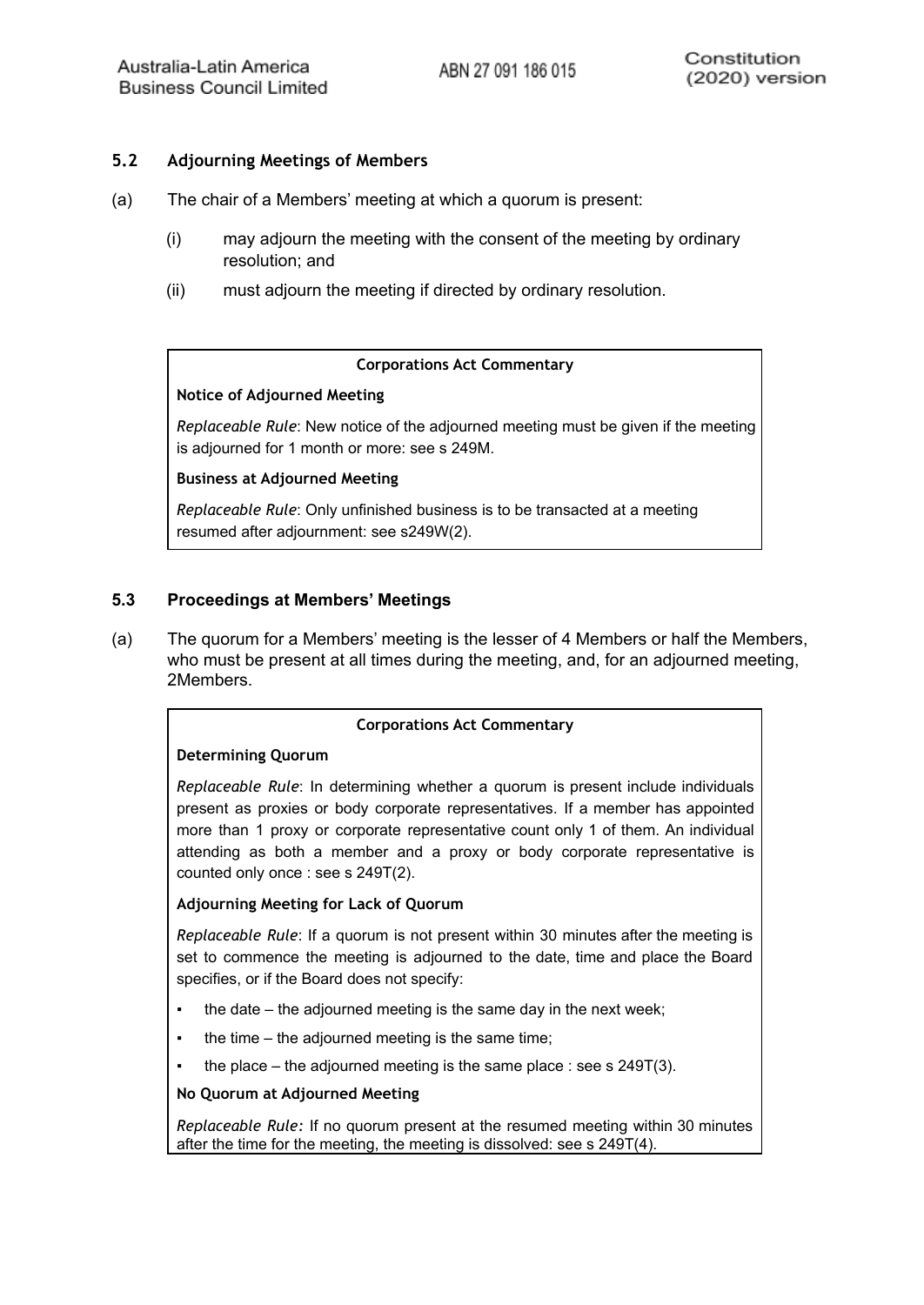## 5.2 Adjourning Meetings of Members

(a) The chair of a Members' meeting at which a quorum is present:

(i) may adjourn the meeting with the consent of the meeting by ordinary resolution; and

(ii) must adjourn the meeting if directed by ordinary resolution.

> **Corporations Act Commentary**
>
> **Notice of Adjourned Meeting**
>
> *Replaceable Rule*: New notice of the adjourned meeting must be given if the meeting is adjourned for 1 month or more: see s 249M.
>
> **Business at Adjourned Meeting**
>
> *Replaceable Rule*: Only unfinished business is to be transacted at a meeting resumed after adjournment: see s249W(2).

## 5.3 Proceedings at Members' Meetings

(a) The quorum for a Members' meeting is the lesser of 4 Members or half the Members, who must be present at all times during the meeting, and, for an adjourned meeting, 2Members.

> **Corporations Act Commentary**
>
> **Determining Quorum**
>
> *Replaceable Rule*: In determining whether a quorum is present include individuals present as proxies or body corporate representatives. If a member has appointed more than 1 proxy or corporate representative count only 1 of them. An individual attending as both a member and a proxy or body corporate representative is counted only once : see s 249T(2).
>
> **Adjourning Meeting for Lack of Quorum**
>
> *Replaceable Rule*: If a quorum is not present within 30 minutes after the meeting is set to commence the meeting is adjourned to the date, time and place the Board specifies, or if the Board does not specify:
>
> - the date – the adjourned meeting is the same day in the next week;
> - the time – the adjourned meeting is the same time;
> - the place – the adjourned meeting is the same place : see s 249T(3).
>
> **No Quorum at Adjourned Meeting**
>
> *Replaceable Rule:* If no quorum present at the resumed meeting within 30 minutes after the time for the meeting, the meeting is dissolved: see s 249T(4).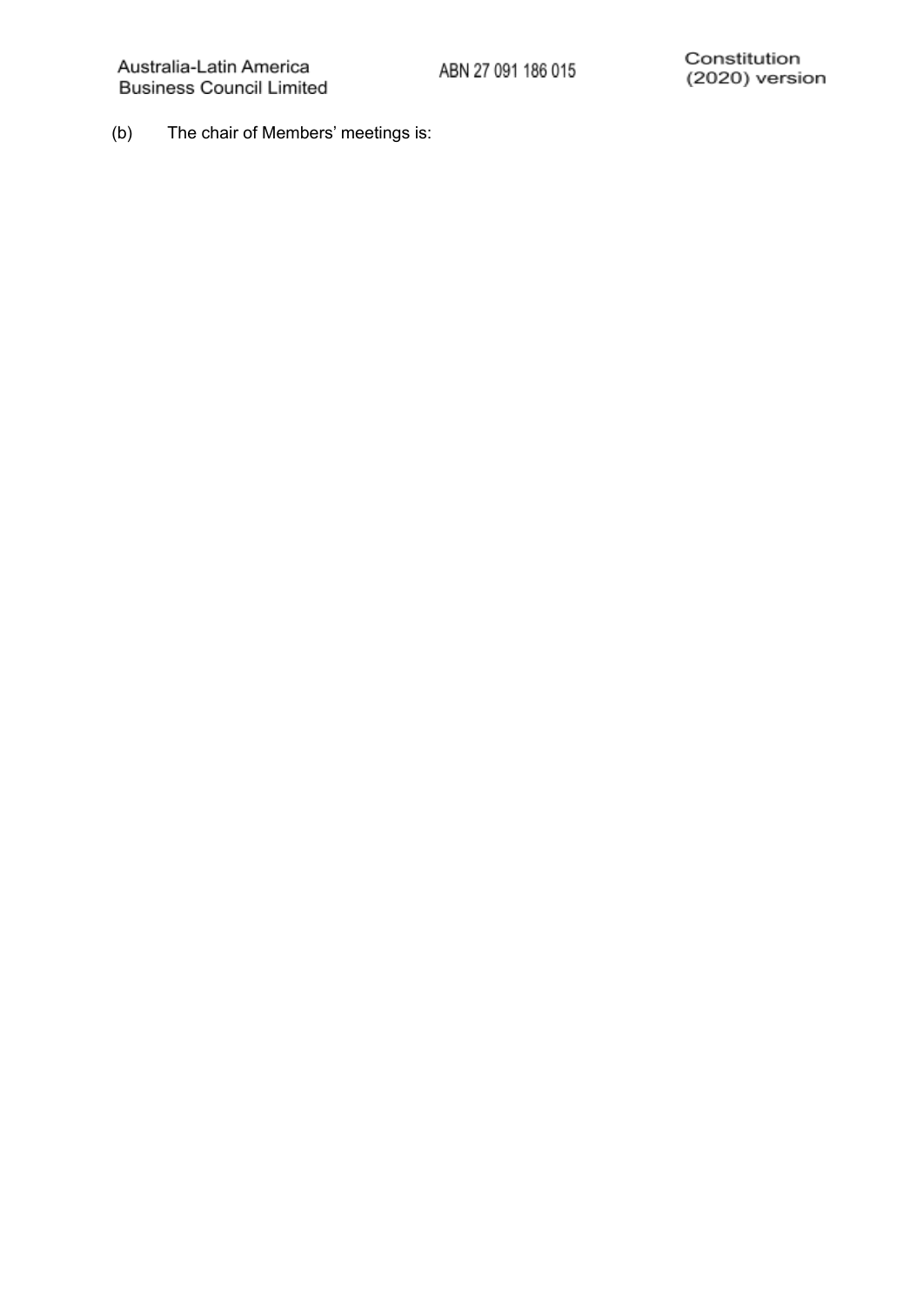(b) The chair of Members' meetings is: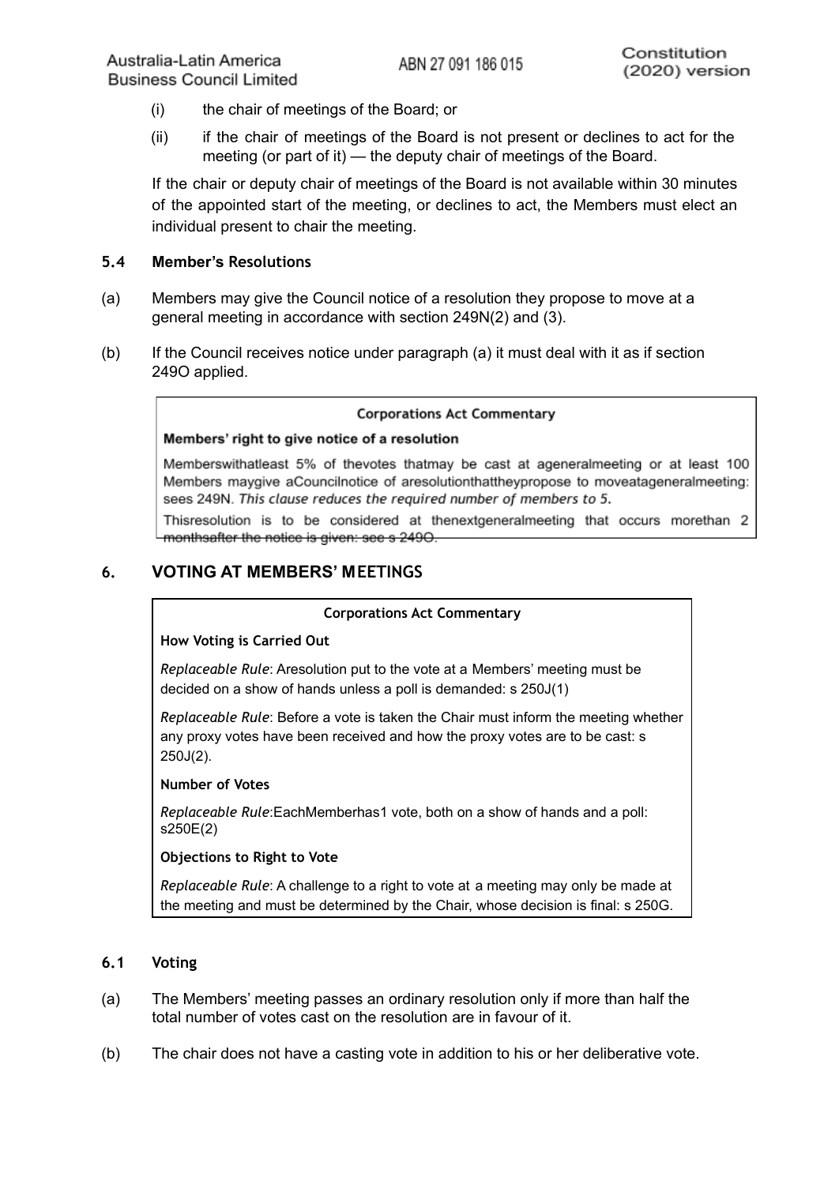(i) the chair of meetings of the Board; or

(ii) if the chair of meetings of the Board is not present or declines to act for the meeting (or part of it) — the deputy chair of meetings of the Board.

If the chair or deputy chair of meetings of the Board is not available within 30 minutes of the appointed start of the meeting, or declines to act, the Members must elect an individual present to chair the meeting.

### 5.4 Member's Resolutions

(a) Members may give the Council notice of a resolution they propose to move at a general meeting in accordance with section 249N(2) and (3).

(b) If the Council receives notice under paragraph (a) it must deal with it as if section 249O applied.

> **Corporations Act Commentary**
>
> **Members' right to give notice of a resolution**
>
> Memberswithatleast 5% of thevotes thatmay be cast at ageneralmeeting or at least 100 Members maygive aCouncilnotice of aresolutionthattheypropose to moveatageneralmeeting: sees 249N. *This clause reduces the required number of members to 5.*
>
> Thisresolution is to be considered at thenextgeneralmeeting that occurs morethan 2 monthsafter the notice is given: see s 249O.

## 6. VOTING AT MEMBERS' MEETINGS

> **Corporations Act Commentary**
>
> **How Voting is Carried Out**
>
> *Replaceable Rule*: Aresolution put to the vote at a Members' meeting must be decided on a show of hands unless a poll is demanded: s 250J(1)
>
> *Replaceable Rule*: Before a vote is taken the Chair must inform the meeting whether any proxy votes have been received and how the proxy votes are to be cast: s 250J(2).
>
> **Number of Votes**
>
> *Replaceable Rule*:EachMemberhas1 vote, both on a show of hands and a poll: s250E(2)
>
> **Objections to Right to Vote**
>
> *Replaceable Rule*: A challenge to a right to vote at a meeting may only be made at the meeting and must be determined by the Chair, whose decision is final: s 250G.

### 6.1 Voting

(a) The Members' meeting passes an ordinary resolution only if more than half the total number of votes cast on the resolution are in favour of it.

(b) The chair does not have a casting vote in addition to his or her deliberative vote.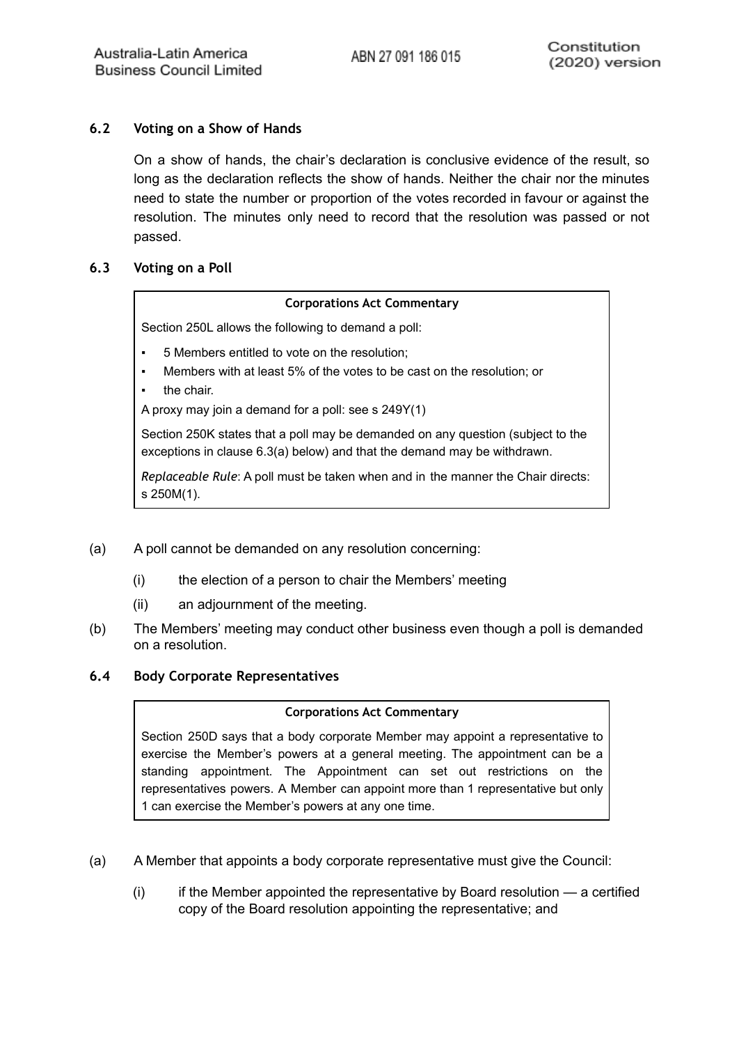### 6.2 Voting on a Show of Hands

On a show of hands, the chair's declaration is conclusive evidence of the result, so long as the declaration reflects the show of hands. Neither the chair nor the minutes need to state the number or proportion of the votes recorded in favour or against the resolution. The minutes only need to record that the resolution was passed or not passed.

### 6.3 Voting on a Poll

> **Corporations Act Commentary**
>
> Section 250L allows the following to demand a poll:
>
> - 5 Members entitled to vote on the resolution;
> - Members with at least 5% of the votes to be cast on the resolution; or
> - the chair.
>
> A proxy may join a demand for a poll: see s 249Y(1)
>
> Section 250K states that a poll may be demanded on any question (subject to the exceptions in clause 6.3(a) below) and that the demand may be withdrawn.
>
> *Replaceable Rule*: A poll must be taken when and in the manner the Chair directs: s 250M(1).

(a) A poll cannot be demanded on any resolution concerning:

  (i) the election of a person to chair the Members' meeting

  (ii) an adjournment of the meeting.

(b) The Members' meeting may conduct other business even though a poll is demanded on a resolution.

### 6.4 Body Corporate Representatives

> **Corporations Act Commentary**
>
> Section 250D says that a body corporate Member may appoint a representative to exercise the Member's powers at a general meeting. The appointment can be a standing appointment. The Appointment can set out restrictions on the representatives powers. A Member can appoint more than 1 representative but only 1 can exercise the Member's powers at any one time.

(a) A Member that appoints a body corporate representative must give the Council:

  (i) if the Member appointed the representative by Board resolution — a certified copy of the Board resolution appointing the representative; and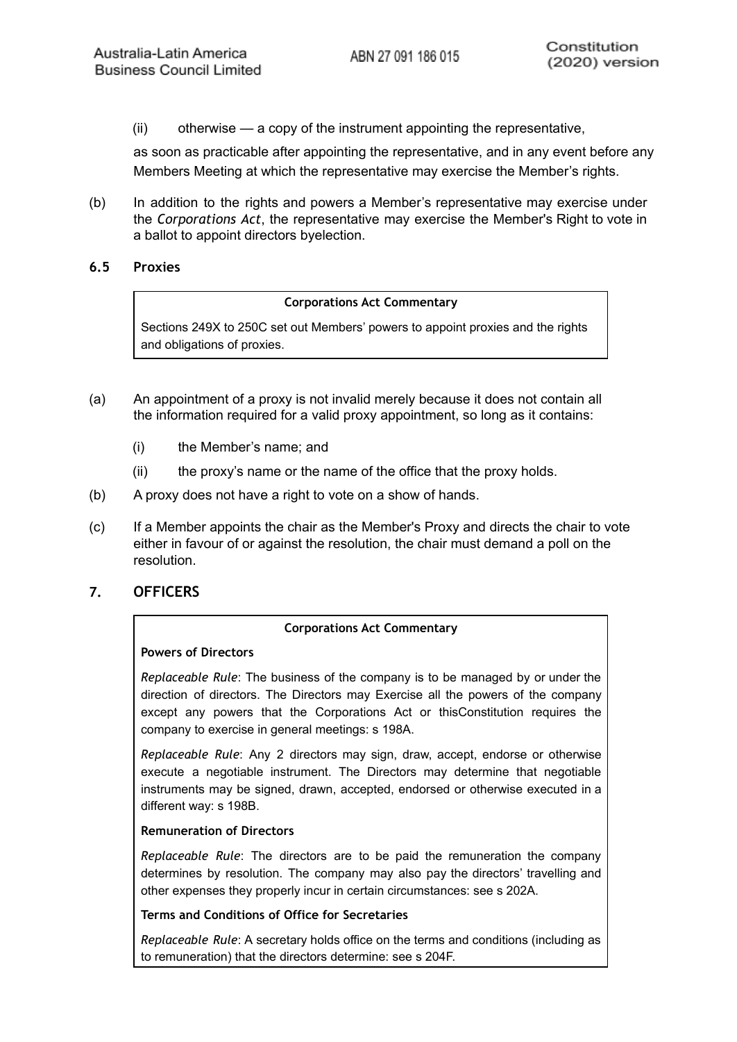(ii) otherwise — a copy of the instrument appointing the representative,

as soon as practicable after appointing the representative, and in any event before any Members Meeting at which the representative may exercise the Member's rights.

(b) In addition to the rights and powers a Member's representative may exercise under the *Corporations Act*, the representative may exercise the Member's Right to vote in a ballot to appoint directors byelection.

### 6.5 Proxies

> **Corporations Act Commentary**
>
> Sections 249X to 250C set out Members' powers to appoint proxies and the rights and obligations of proxies.

(a) An appointment of a proxy is not invalid merely because it does not contain all the information required for a valid proxy appointment, so long as it contains:

(i) the Member's name; and

(ii) the proxy's name or the name of the office that the proxy holds.

(b) A proxy does not have a right to vote on a show of hands.

(c) If a Member appoints the chair as the Member's Proxy and directs the chair to vote either in favour of or against the resolution, the chair must demand a poll on the resolution.

## 7. OFFICERS

> **Corporations Act Commentary**
>
> **Powers of Directors**
>
> *Replaceable Rule*: The business of the company is to be managed by or under the direction of directors. The Directors may Exercise all the powers of the company except any powers that the Corporations Act or thisConstitution requires the company to exercise in general meetings: s 198A.
>
> *Replaceable Rule*: Any 2 directors may sign, draw, accept, endorse or otherwise execute a negotiable instrument. The Directors may determine that negotiable instruments may be signed, drawn, accepted, endorsed or otherwise executed in a different way: s 198B.
>
> **Remuneration of Directors**
>
> *Replaceable Rule*: The directors are to be paid the remuneration the company determines by resolution. The company may also pay the directors' travelling and other expenses they properly incur in certain circumstances: see s 202A.
>
> **Terms and Conditions of Office for Secretaries**
>
> *Replaceable Rule*: A secretary holds office on the terms and conditions (including as to remuneration) that the directors determine: see s 204F.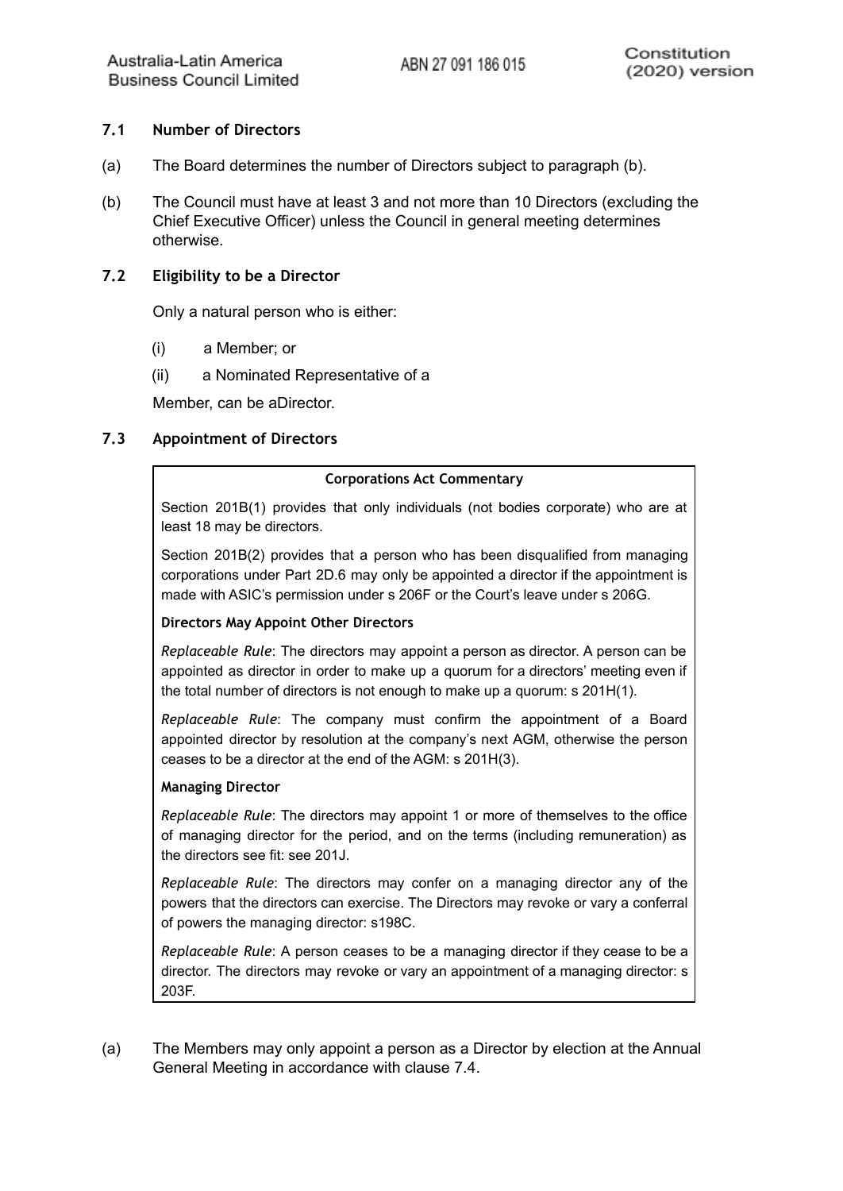### 7.1 Number of Directors

(a) The Board determines the number of Directors subject to paragraph (b).

(b) The Council must have at least 3 and not more than 10 Directors (excluding the Chief Executive Officer) unless the Council in general meeting determines otherwise.

### 7.2 Eligibility to be a Director

Only a natural person who is either:

(i) a Member; or

(ii) a Nominated Representative of a

Member, can be aDirector.

### 7.3 Appointment of Directors

> **Corporations Act Commentary**
>
> Section 201B(1) provides that only individuals (not bodies corporate) who are at least 18 may be directors.
>
> Section 201B(2) provides that a person who has been disqualified from managing corporations under Part 2D.6 may only be appointed a director if the appointment is made with ASIC's permission under s 206F or the Court's leave under s 206G.
>
> **Directors May Appoint Other Directors**
>
> *Replaceable Rule*: The directors may appoint a person as director. A person can be appointed as director in order to make up a quorum for a directors' meeting even if the total number of directors is not enough to make up a quorum: s 201H(1).
>
> *Replaceable Rule*: The company must confirm the appointment of a Board appointed director by resolution at the company's next AGM, otherwise the person ceases to be a director at the end of the AGM: s 201H(3).
>
> **Managing Director**
>
> *Replaceable Rule*: The directors may appoint 1 or more of themselves to the office of managing director for the period, and on the terms (including remuneration) as the directors see fit: see 201J.
>
> *Replaceable Rule*: The directors may confer on a managing director any of the powers that the directors can exercise. The Directors may revoke or vary a conferral of powers the managing director: s198C.
>
> *Replaceable Rule*: A person ceases to be a managing director if they cease to be a director. The directors may revoke or vary an appointment of a managing director: s 203F.

(a) The Members may only appoint a person as a Director by election at the Annual General Meeting in accordance with clause 7.4.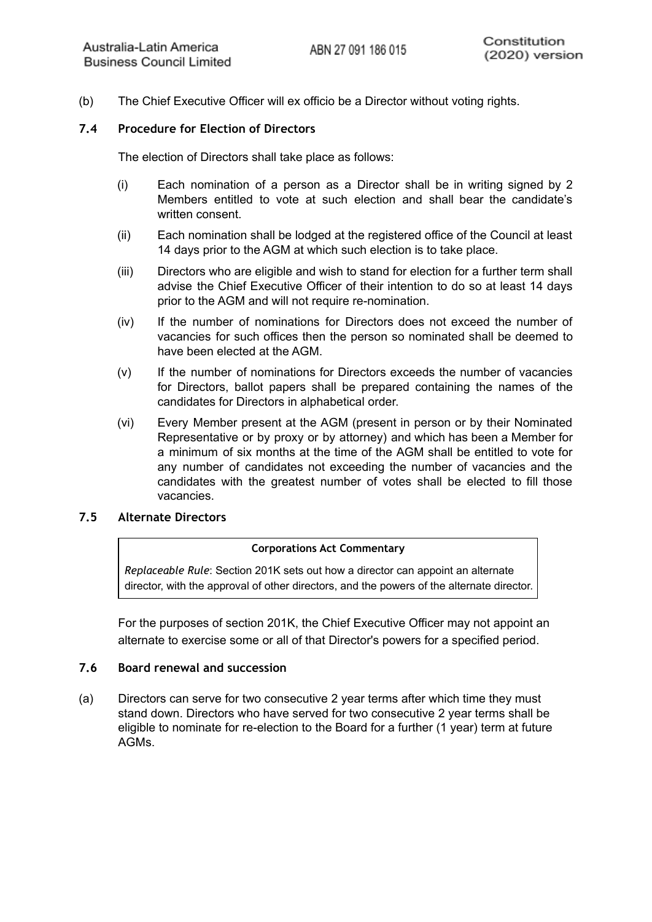(b) The Chief Executive Officer will ex officio be a Director without voting rights.

### 7.4 Procedure for Election of Directors

The election of Directors shall take place as follows:

(i) Each nomination of a person as a Director shall be in writing signed by 2 Members entitled to vote at such election and shall bear the candidate's written consent.

(ii) Each nomination shall be lodged at the registered office of the Council at least 14 days prior to the AGM at which such election is to take place.

(iii) Directors who are eligible and wish to stand for election for a further term shall advise the Chief Executive Officer of their intention to do so at least 14 days prior to the AGM and will not require re-nomination.

(iv) If the number of nominations for Directors does not exceed the number of vacancies for such offices then the person so nominated shall be deemed to have been elected at the AGM.

(v) If the number of nominations for Directors exceeds the number of vacancies for Directors, ballot papers shall be prepared containing the names of the candidates for Directors in alphabetical order.

(vi) Every Member present at the AGM (present in person or by their Nominated Representative or by proxy or by attorney) and which has been a Member for a minimum of six months at the time of the AGM shall be entitled to vote for any number of candidates not exceeding the number of vacancies and the candidates with the greatest number of votes shall be elected to fill those vacancies.

### 7.5 Alternate Directors

> **Corporations Act Commentary**
>
> *Replaceable Rule*: Section 201K sets out how a director can appoint an alternate director, with the approval of other directors, and the powers of the alternate director.

For the purposes of section 201K, the Chief Executive Officer may not appoint an alternate to exercise some or all of that Director's powers for a specified period.

### 7.6 Board renewal and succession

(a) Directors can serve for two consecutive 2 year terms after which time they must stand down. Directors who have served for two consecutive 2 year terms shall be eligible to nominate for re-election to the Board for a further (1 year) term at future AGMs.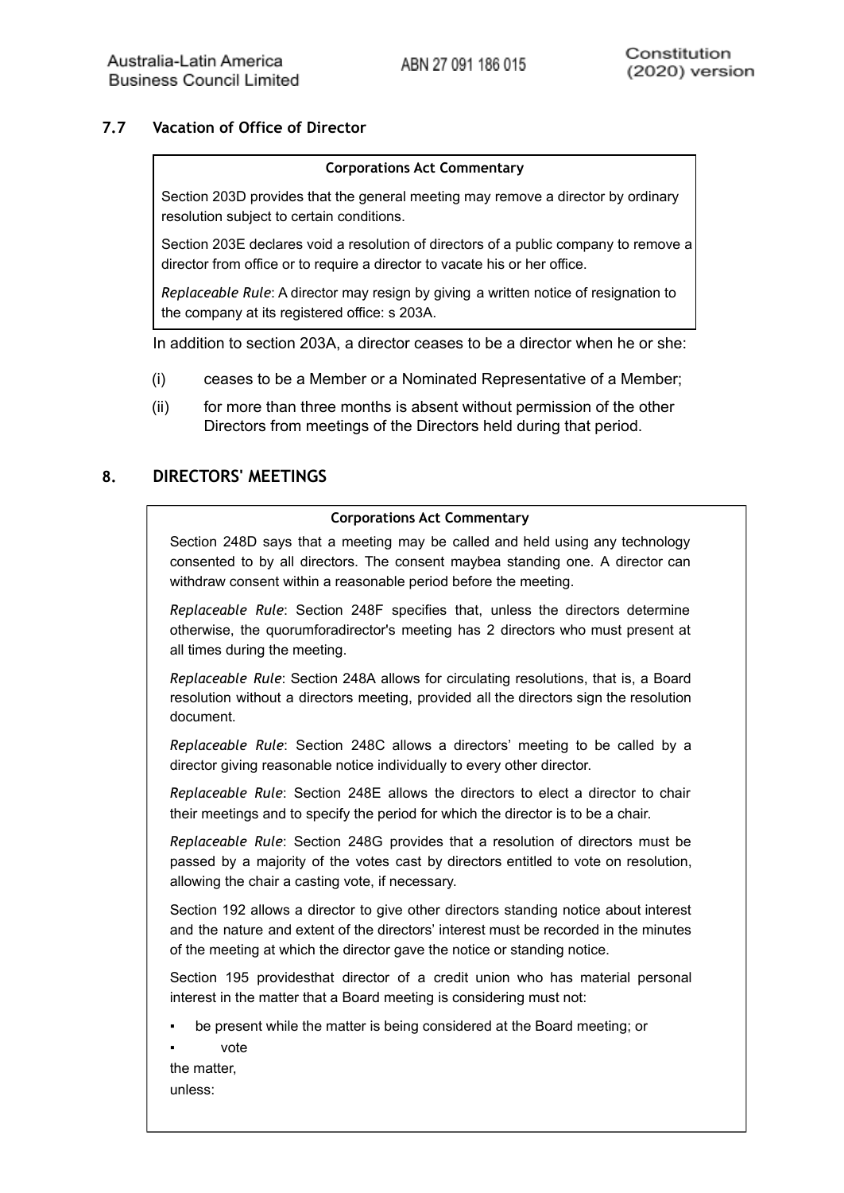## 7.7 Vacation of Office of Director

**Corporations Act Commentary**

Section 203D provides that the general meeting may remove a director by ordinary resolution subject to certain conditions.

Section 203E declares void a resolution of directors of a public company to remove a director from office or to require a director to vacate his or her office.

*Replaceable Rule*: A director may resign by giving a written notice of resignation to the company at its registered office: s 203A.

In addition to section 203A, a director ceases to be a director when he or she:

(i) ceases to be a Member or a Nominated Representative of a Member;

(ii) for more than three months is absent without permission of the other Directors from meetings of the Directors held during that period.

# 8. DIRECTORS' MEETINGS

**Corporations Act Commentary**

Section 248D says that a meeting may be called and held using any technology consented to by all directors. The consent maybea standing one. A director can withdraw consent within a reasonable period before the meeting.

*Replaceable Rule*: Section 248F specifies that, unless the directors determine otherwise, the quorumforadirector's meeting has 2 directors who must present at all times during the meeting.

*Replaceable Rule*: Section 248A allows for circulating resolutions, that is, a Board resolution without a directors meeting, provided all the directors sign the resolution document.

*Replaceable Rule*: Section 248C allows a directors' meeting to be called by a director giving reasonable notice individually to every other director.

*Replaceable Rule*: Section 248E allows the directors to elect a director to chair their meetings and to specify the period for which the director is to be a chair.

*Replaceable Rule*: Section 248G provides that a resolution of directors must be passed by a majority of the votes cast by directors entitled to vote on resolution, allowing the chair a casting vote, if necessary.

Section 192 allows a director to give other directors standing notice about interest and the nature and extent of the directors' interest must be recorded in the minutes of the meeting at which the director gave the notice or standing notice.

Section 195 providesthat director of a credit union who has material personal interest in the matter that a Board meeting is considering must not:

- be present while the matter is being considered at the Board meeting; or
- vote

the matter,

unless: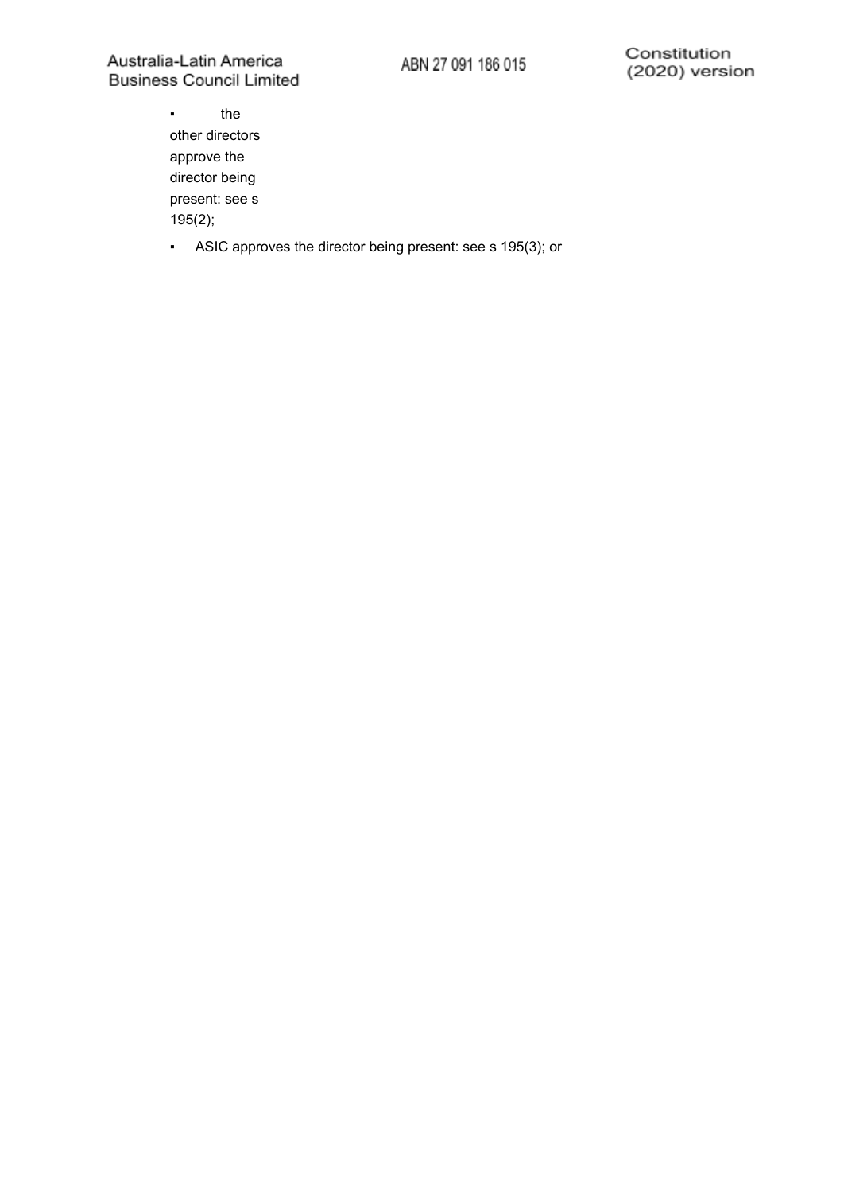- the other directors approve the director being present: see s 195(2);
- ASIC approves the director being present: see s 195(3); or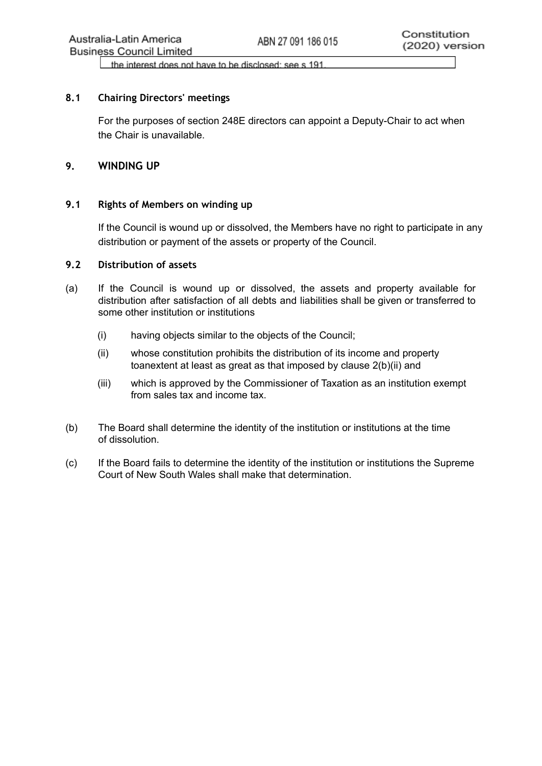the interest does not have to be disclosed: see s 191.

### 8.1 Chairing Directors' meetings

For the purposes of section 248E directors can appoint a Deputy-Chair to act when the Chair is unavailable.

## 9. WINDING UP

### 9.1 Rights of Members on winding up

If the Council is wound up or dissolved, the Members have no right to participate in any distribution or payment of the assets or property of the Council.

### 9.2 Distribution of assets

(a) If the Council is wound up or dissolved, the assets and property available for distribution after satisfaction of all debts and liabilities shall be given or transferred to some other institution or institutions

   (i) having objects similar to the objects of the Council;

   (ii) whose constitution prohibits the distribution of its income and property toanextent at least as great as that imposed by clause 2(b)(ii) and

   (iii) which is approved by the Commissioner of Taxation as an institution exempt from sales tax and income tax.

(b) The Board shall determine the identity of the institution or institutions at the time of dissolution.

(c) If the Board fails to determine the identity of the institution or institutions the Supreme Court of New South Wales shall make that determination.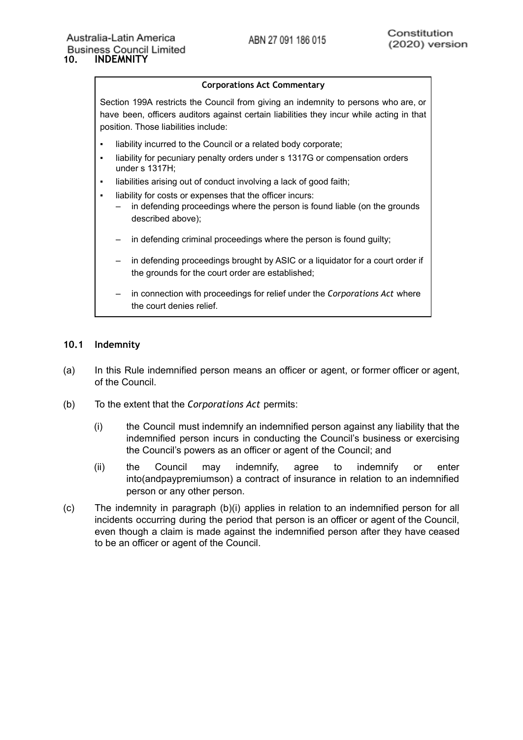## 10. INDEMNITY

> **Corporations Act Commentary**
>
> Section 199A restricts the Council from giving an indemnity to persons who are, or have been, officers auditors against certain liabilities they incur while acting in that position. Those liabilities include:
>
> - liability incurred to the Council or a related body corporate;
> - liability for pecuniary penalty orders under s 1317G or compensation orders under s 1317H;
> - liabilities arising out of conduct involving a lack of good faith;
> - liability for costs or expenses that the officer incurs:
>   - in defending proceedings where the person is found liable (on the grounds described above);
>   - in defending criminal proceedings where the person is found guilty;
>   - in defending proceedings brought by ASIC or a liquidator for a court order if the grounds for the court order are established;
>   - in connection with proceedings for relief under the *Corporations Act* where the court denies relief.

### 10.1 Indemnity

(a) In this Rule indemnified person means an officer or agent, or former officer or agent, of the Council.

(b) To the extent that the *Corporations Act* permits:

(i) the Council must indemnify an indemnified person against any liability that the indemnified person incurs in conducting the Council's business or exercising the Council's powers as an officer or agent of the Council; and

(ii) the Council may indemnify, agree to indemnify or enter into(andpaypremiumson) a contract of insurance in relation to an indemnified person or any other person.

(c) The indemnity in paragraph (b)(i) applies in relation to an indemnified person for all incidents occurring during the period that person is an officer or agent of the Council, even though a claim is made against the indemnified person after they have ceased to be an officer or agent of the Council.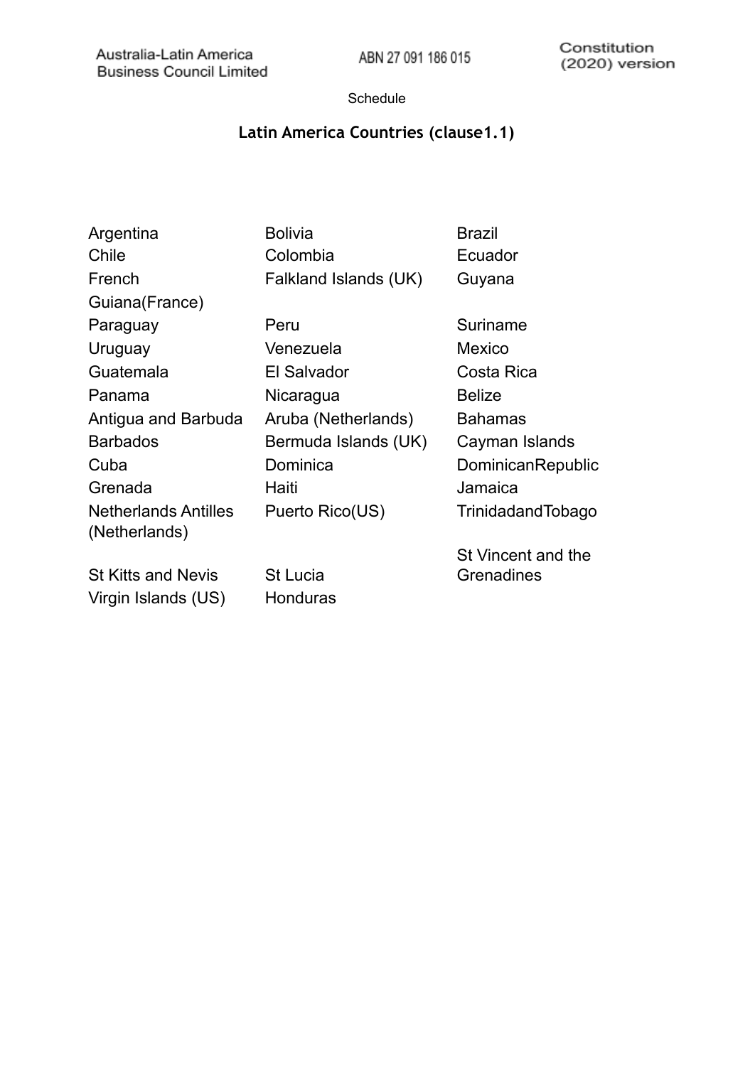Schedule

## Latin America Countries (clause1.1)

| | | |
|---|---|---|
| Argentina | Bolivia | Brazil |
| Chile | Colombia | Ecuador |
| French Guiana(France) | Falkland Islands (UK) | Guyana |
| Paraguay | Peru | Suriname |
| Uruguay | Venezuela | Mexico |
| Guatemala | El Salvador | Costa Rica |
| Panama | Nicaragua | Belize |
| Antigua and Barbuda | Aruba (Netherlands) | Bahamas |
| Barbados | Bermuda Islands (UK) | Cayman Islands |
| Cuba | Dominica | DominicanRepublic |
| Grenada | Haiti | Jamaica |
| Netherlands Antilles (Netherlands) | Puerto Rico(US) | TrinidadandTobago |
| St Kitts and Nevis | St Lucia | St Vincent and the Grenadines |
| Virgin Islands (US) | Honduras | |